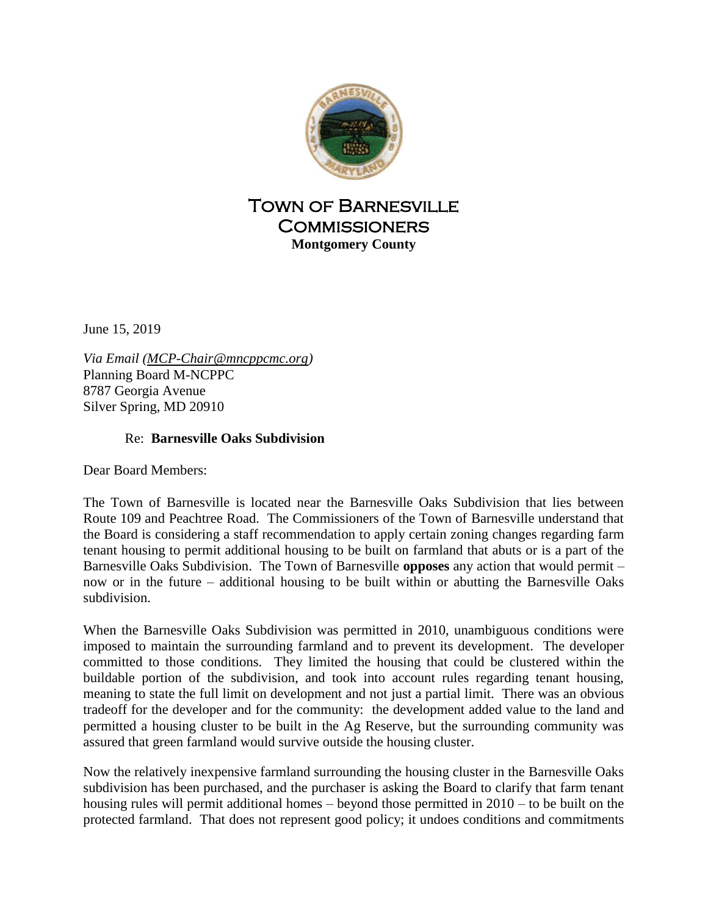# Town of Barnesville Commissioners

**Montgomery County**

June 15, 2019

*Via Email (MCP-Chair@mncppcmc.org)*
Planning Board M-NCPPC
8787 Georgia Avenue
Silver Spring, MD 20910

Re: **Barnesville Oaks Subdivision**

Dear Board Members:

The Town of Barnesville is located near the Barnesville Oaks Subdivision that lies between Route 109 and Peachtree Road. The Commissioners of the Town of Barnesville understand that the Board is considering a staff recommendation to apply certain zoning changes regarding farm tenant housing to permit additional housing to be built on farmland that abuts or is a part of the Barnesville Oaks Subdivision. The Town of Barnesville **opposes** any action that would permit – now or in the future – additional housing to be built within or abutting the Barnesville Oaks subdivision.

When the Barnesville Oaks Subdivision was permitted in 2010, unambiguous conditions were imposed to maintain the surrounding farmland and to prevent its development. The developer committed to those conditions. They limited the housing that could be clustered within the buildable portion of the subdivision, and took into account rules regarding tenant housing, meaning to state the full limit on development and not just a partial limit. There was an obvious tradeoff for the developer and for the community: the development added value to the land and permitted a housing cluster to be built in the Ag Reserve, but the surrounding community was assured that green farmland would survive outside the housing cluster.

Now the relatively inexpensive farmland surrounding the housing cluster in the Barnesville Oaks subdivision has been purchased, and the purchaser is asking the Board to clarify that farm tenant housing rules will permit additional homes – beyond those permitted in 2010 – to be built on the protected farmland. That does not represent good policy; it undoes conditions and commitments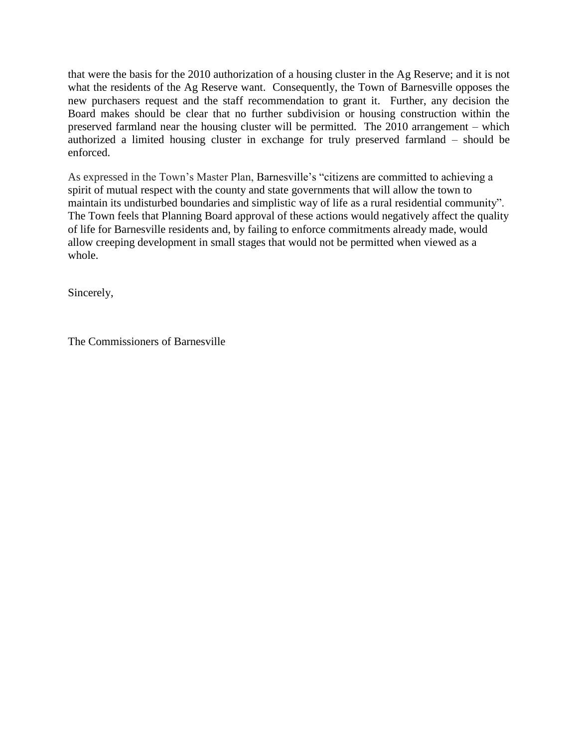that were the basis for the 2010 authorization of a housing cluster in the Ag Reserve; and it is not what the residents of the Ag Reserve want. Consequently, the Town of Barnesville opposes the new purchasers request and the staff recommendation to grant it. Further, any decision the Board makes should be clear that no further subdivision or housing construction within the preserved farmland near the housing cluster will be permitted. The 2010 arrangement – which authorized a limited housing cluster in exchange for truly preserved farmland – should be enforced.

As expressed in the Town's Master Plan, Barnesville's "citizens are committed to achieving a spirit of mutual respect with the county and state governments that will allow the town to maintain its undisturbed boundaries and simplistic way of life as a rural residential community". The Town feels that Planning Board approval of these actions would negatively affect the quality of life for Barnesville residents and, by failing to enforce commitments already made, would allow creeping development in small stages that would not be permitted when viewed as a whole.

Sincerely,

The Commissioners of Barnesville